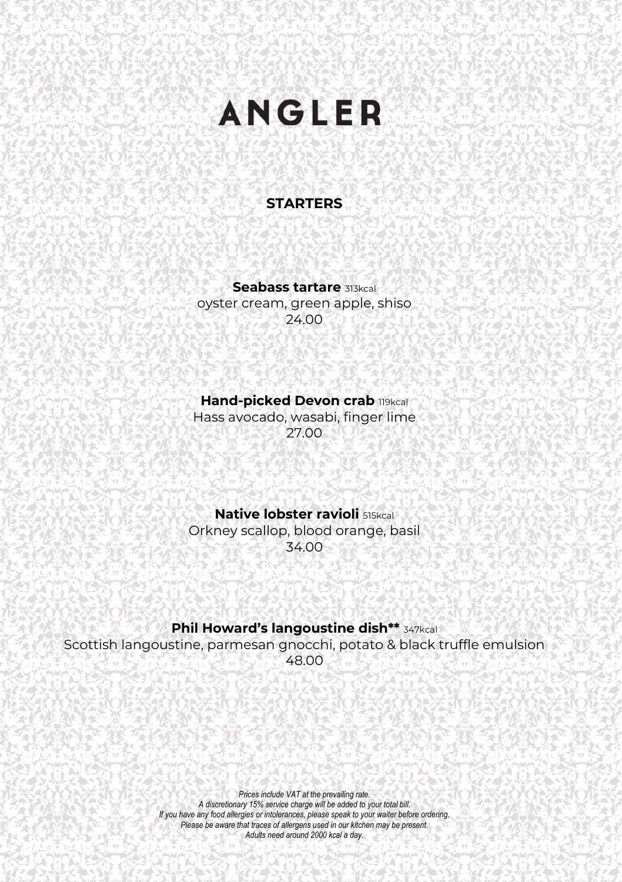# ANGLER

## STARTERS

**Seabass tartare** 313kcal
oyster cream, green apple, shiso
24.00

**Hand-picked Devon crab** 119kcal
Hass avocado, wasabi, finger lime
27.00

**Native lobster ravioli** 515kcal
Orkney scallop, blood orange, basil
34.00

**Phil Howard's langoustine dish**** 347kcal
Scottish langoustine, parmesan gnocchi, potato & black truffle emulsion
48.00

*Prices include VAT at the prevailing rate.*
*A discretionary 15% service charge will be added to your total bill.*
*If you have any food allergies or intolerances, please speak to your waiter before ordering.*
*Please be aware that traces of allergens used in our kitchen may be present.*
*Adults need around 2000 kcal a day.*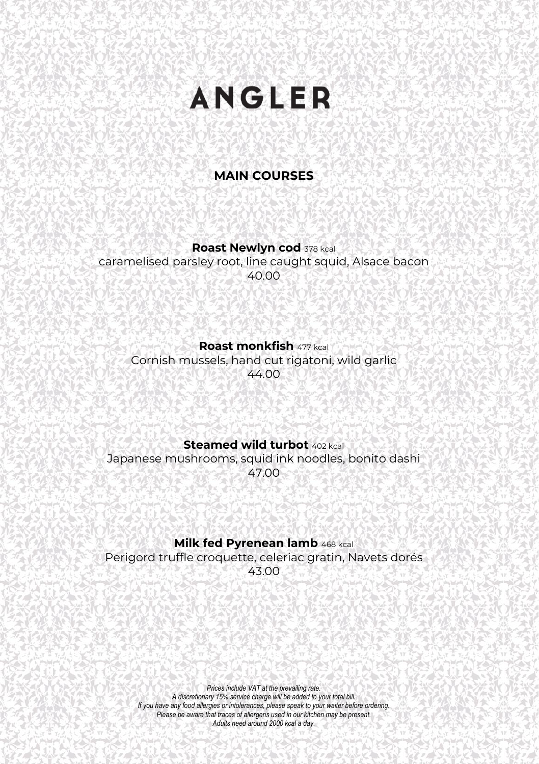# ANGLER

## MAIN COURSES

**Roast Newlyn cod** 378 kcal
caramelised parsley root, line caught squid, Alsace bacon
40.00

**Roast monkfish** 477 kcal
Cornish mussels, hand cut rigatoni, wild garlic
44.00

**Steamed wild turbot** 402 kcal
Japanese mushrooms, squid ink noodles, bonito dashi
47.00

**Milk fed Pyrenean lamb** 468 kcal
Perigord truffle croquette, celeriac gratin, Navets dorés
43.00

*Prices include VAT at the prevailing rate.*
*A discretionary 15% service charge will be added to your total bill.*
*If you have any food allergies or intolerances, please speak to your waiter before ordering.*
*Please be aware that traces of allergens used in our kitchen may be present.*
*Adults need around 2000 kcal a day.*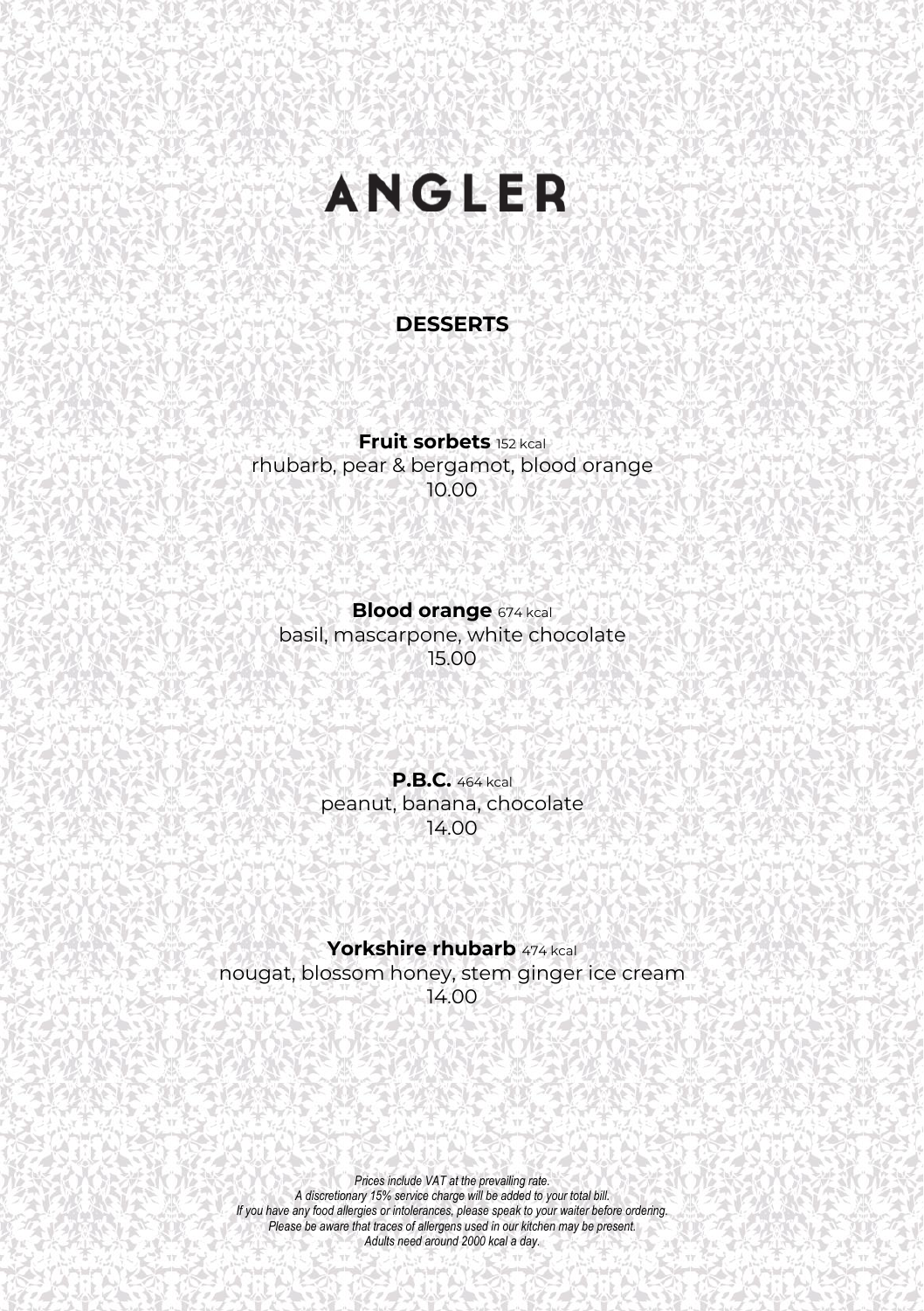# ANGLER

## DESSERTS

**Fruit sorbets** 152 kcal
rhubarb, pear & bergamot, blood orange
10.00

**Blood orange** 674 kcal
basil, mascarpone, white chocolate
15.00

**P.B.C.** 464 kcal
peanut, banana, chocolate
14.00

**Yorkshire rhubarb** 474 kcal
nougat, blossom honey, stem ginger ice cream
14.00

*Prices include VAT at the prevailing rate.*
*A discretionary 15% service charge will be added to your total bill.*
*If you have any food allergies or intolerances, please speak to your waiter before ordering.*
*Please be aware that traces of allergens used in our kitchen may be present.*
*Adults need around 2000 kcal a day.*